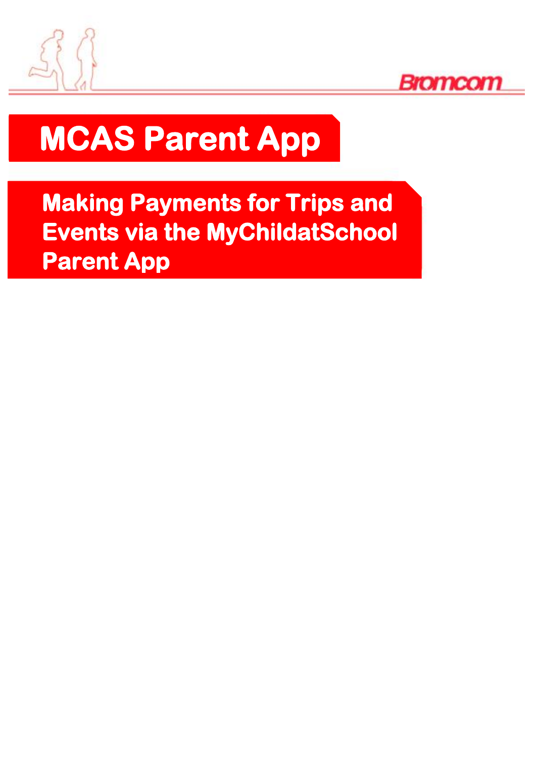Bromcom

# MCAS Parent App

## Making Payments for Trips and Events via the MyChildatSchool Parent App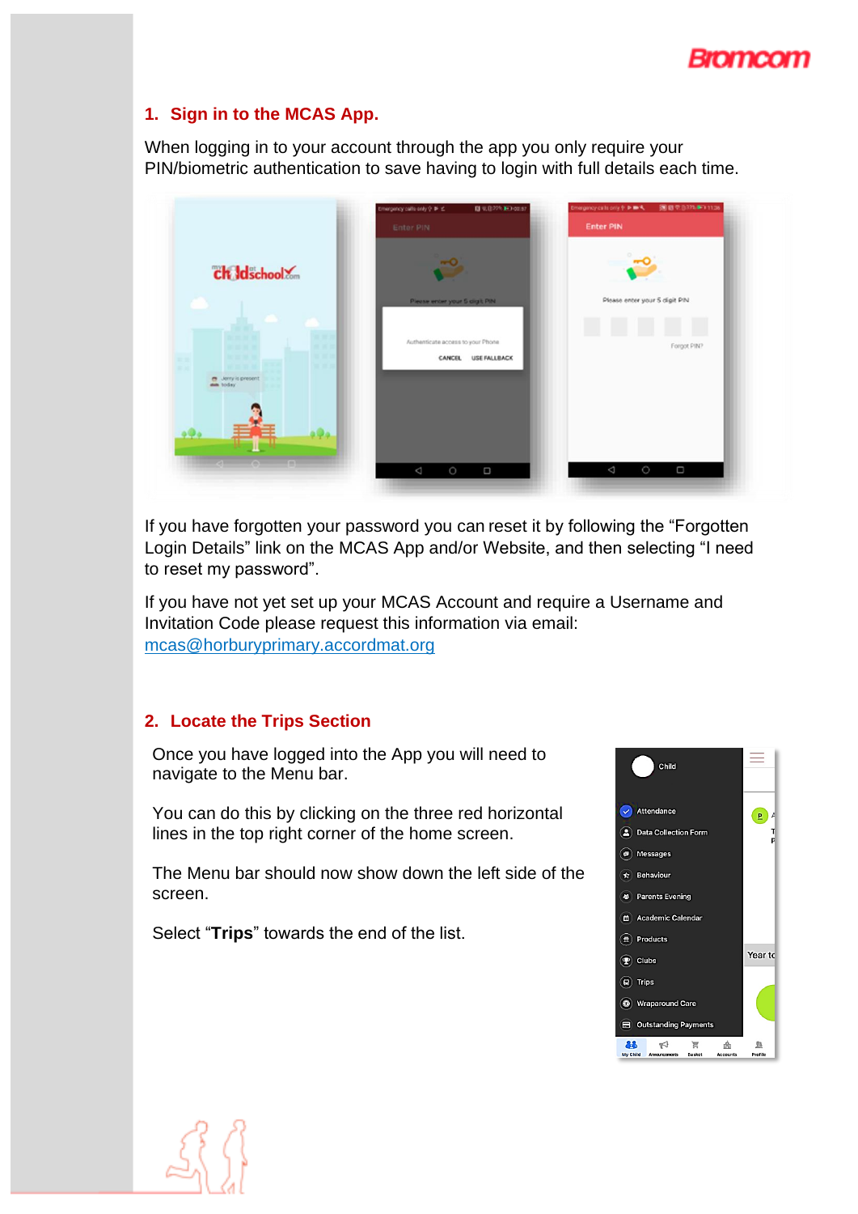## 1. Sign in to the MCAS App.

When logging in to your account through the app you only require your PIN/biometric authentication to save having to login with full details each time.

If you have forgotten your password you can reset it by following the "Forgotten Login Details" link on the MCAS App and/or Website, and then selecting "I need to reset my password".

If you have not yet set up your MCAS Account and require a Username and Invitation Code please request this information via email: mcas@horburyprimary.accordmat.org

## 2. Locate the Trips Section

Once you have logged into the App you will need to navigate to the Menu bar.

You can do this by clicking on the three red horizontal lines in the top right corner of the home screen.

The Menu bar should now show down the left side of the screen.

Select "**Trips**" towards the end of the list.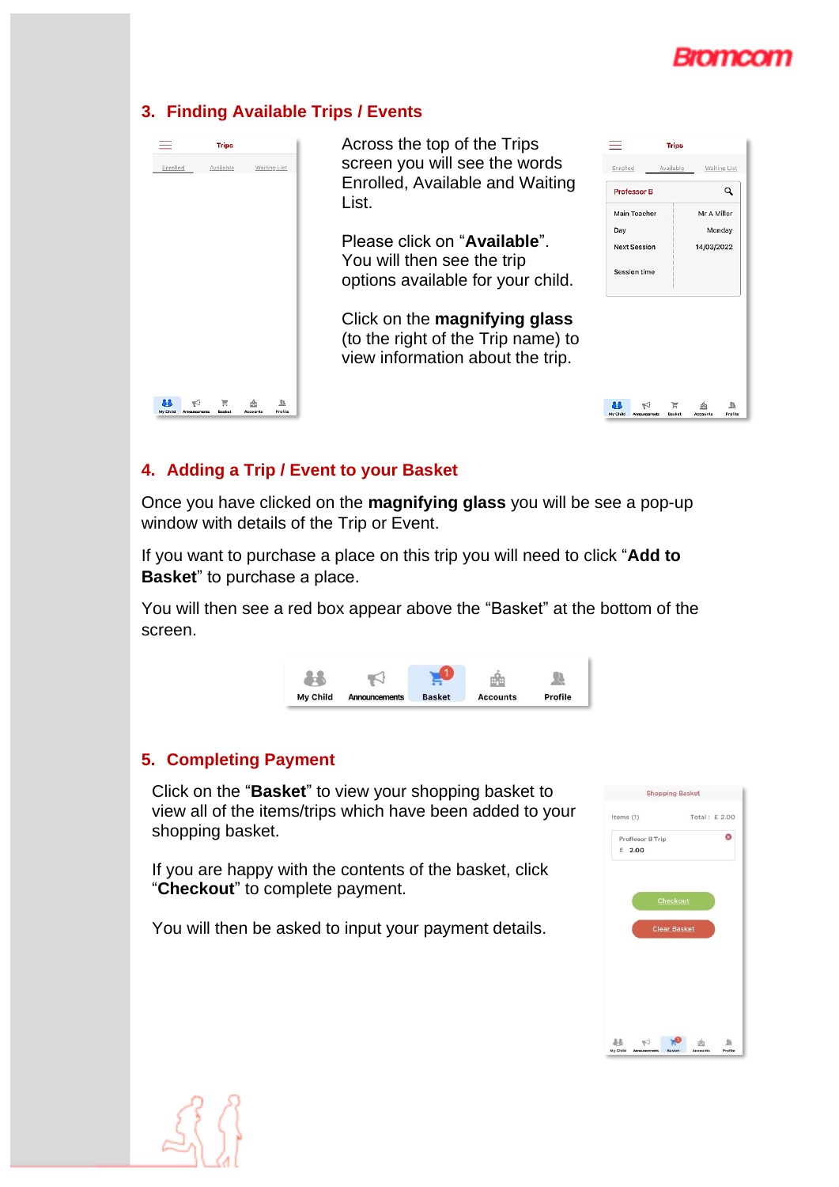## 3. Finding Available Trips / Events

Across the top of the Trips screen you will see the words Enrolled, Available and Waiting List.

Please click on "**Available**". You will then see the trip options available for your child.

Click on the **magnifying glass** (to the right of the Trip name) to view information about the trip.

## 4. Adding a Trip / Event to your Basket

Once you have clicked on the **magnifying glass** you will be see a pop-up window with details of the Trip or Event.

If you want to purchase a place on this trip you will need to click "**Add to Basket**" to purchase a place.

You will then see a red box appear above the "Basket" at the bottom of the screen.

## 5. Completing Payment

Click on the "**Basket**" to view your shopping basket to view all of the items/trips which have been added to your shopping basket.

If you are happy with the contents of the basket, click "**Checkout**" to complete payment.

You will then be asked to input your payment details.